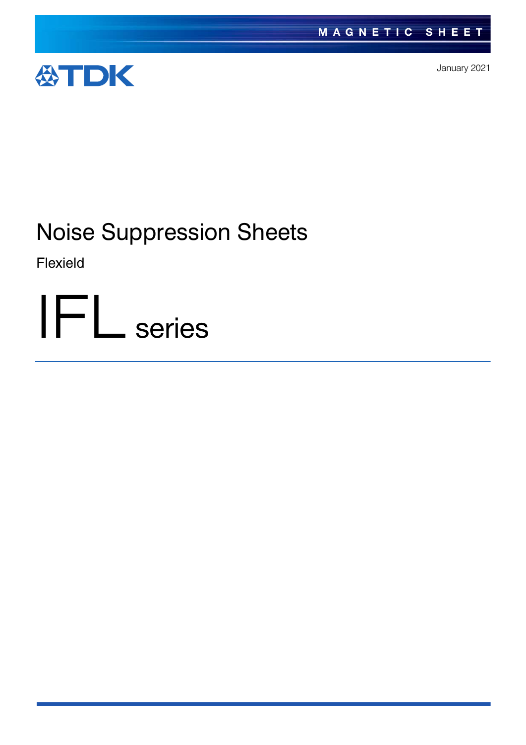MAGNETIC SHEET

TDK

January 2021

# Noise Suppression Sheets

Flexield

# IFL series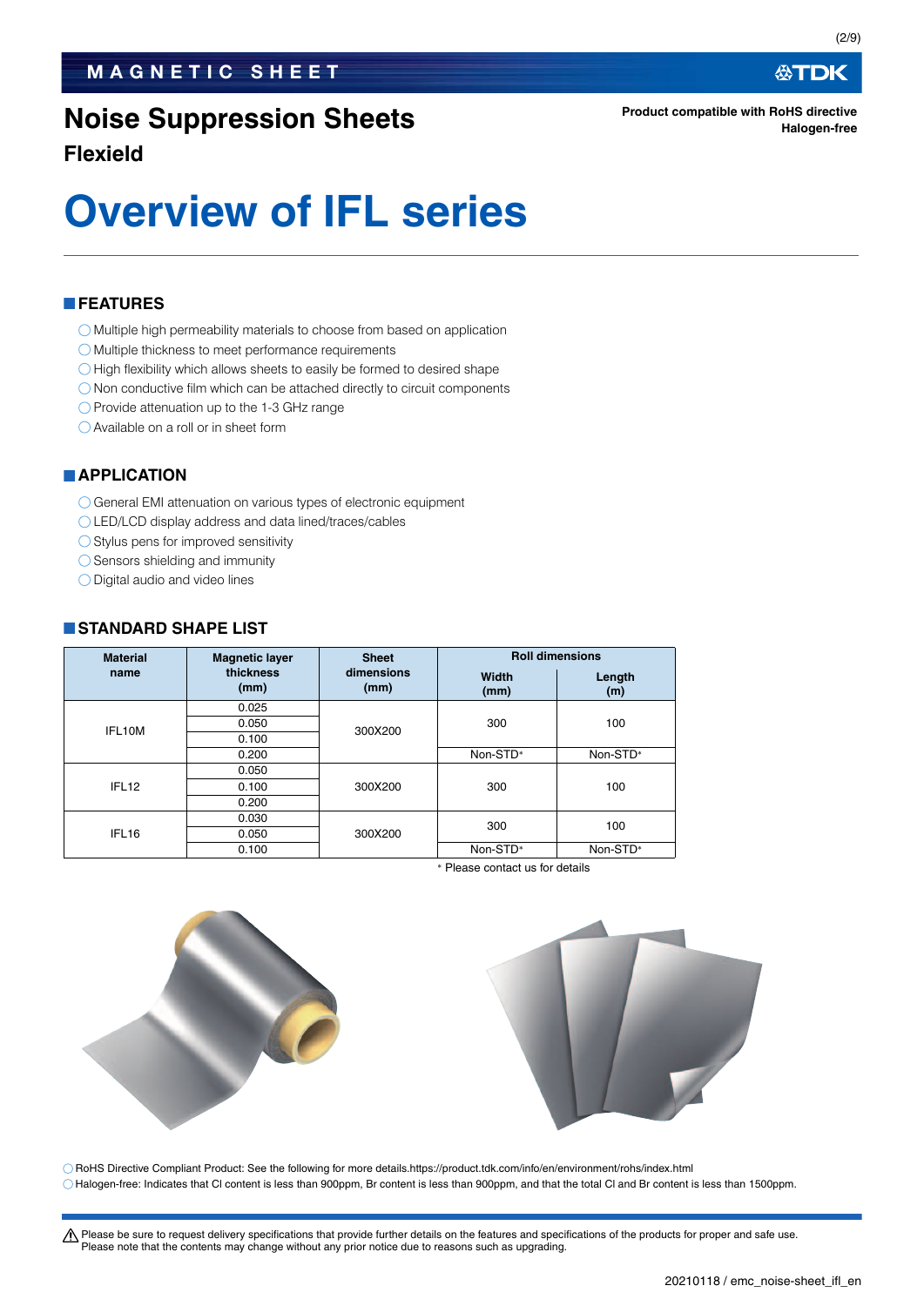# Noise Suppression Sheets

**Flexield**

**Product compatible with RoHS directive**
**Halogen-free**

# Overview of IFL series

## FEATURES

- ◯ Multiple high permeability materials to choose from based on application
- ◯ Multiple thickness to meet performance requirements
- ◯ High flexibility which allows sheets to easily be formed to desired shape
- ◯ Non conductive film which can be attached directly to circuit components
- ◯ Provide attenuation up to the 1-3 GHz range
- ◯ Available on a roll or in sheet form

## APPLICATION

- ◯ General EMI attenuation on various types of electronic equipment
- ◯ LED/LCD display address and data lined/traces/cables
- ◯ Stylus pens for improved sensitivity
- ◯ Sensors shielding and immunity
- ◯ Digital audio and video lines

## STANDARD SHAPE LIST

| Material name | Magnetic layer thickness (mm) | Sheet dimensions (mm) | Roll dimensions | |
|---|---|---|---|---|
| | | | Width (mm) | Length (m) |
| IFL10M | 0.025 | 300X200 | 300 | 100 |
| | 0.050 | | | |
| | 0.100 | | | |
| | 0.200 | | Non-STD* | Non-STD* |
| IFL12 | 0.050 | 300X200 | 300 | 100 |
| | 0.100 | | | |
| | 0.200 | | | |
| IFL16 | 0.030 | 300X200 | 300 | 100 |
| | 0.050 | | | |
| | 0.100 | | Non-STD* | Non-STD* |

* Please contact us for details

◯ RoHS Directive Compliant Product: See the following for more details.https://product.tdk.com/info/en/environment/rohs/index.html

◯ Halogen-free: Indicates that Cl content is less than 900ppm, Br content is less than 900ppm, and that the total Cl and Br content is less than 1500ppm.

⚠ Please be sure to request delivery specifications that provide further details on the features and specifications of the products for proper and safe use.
Please note that the contents may change without any prior notice due to reasons such as upgrading.

20210118 / emc_noise-sheet_ifl_en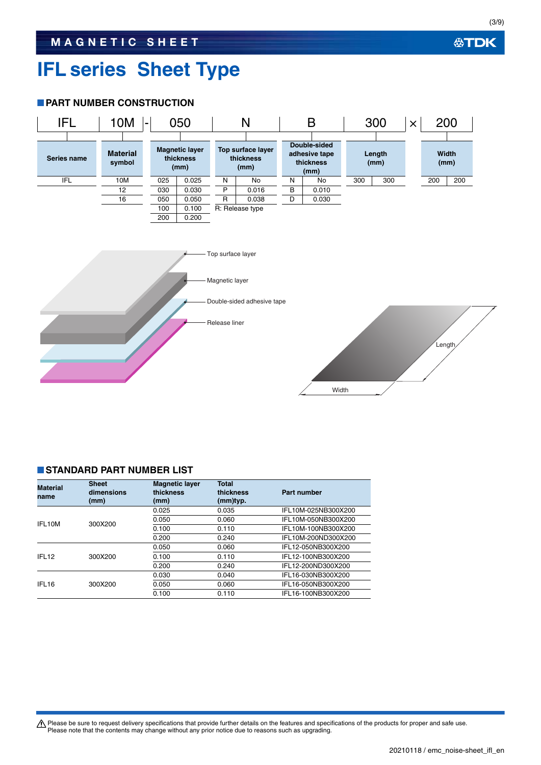# IFL series Sheet Type

## PART NUMBER CONSTRUCTION

IFL 10M - 050 N B 300 × 200

| Series name | Material symbol | Magnetic layer thickness (mm) | | Top surface layer thickness (mm) | | Double-sided adhesive tape thickness (mm) | | Length (mm) | | Width (mm) | |
|---|---|---|---|---|---|---|---|---|---|---|---|
| IFL | 10M | 025 | 0.025 | N | No | N | No | 300 | 300 | 200 | 200 |
| | 12 | 030 | 0.030 | P | 0.016 | B | 0.010 | | | | |
| | 16 | 050 | 0.050 | R | 0.038 | D | 0.030 | | | | |
| | | 100 | 0.100 | R: Release type | | | | | | | |
| | | 200 | 0.200 | | | | | | | | |

Top surface layer

Magnetic layer

Double-sided adhesive tape

Release liner

Length

Width

## STANDARD PART NUMBER LIST

| Material name | Sheet dimensions (mm) | Magnetic layer thickness (mm) | Total thickness (mm)typ. | Part number |
|---|---|---|---|---|
| IFL10M | 300X200 | 0.025 | 0.035 | IFL10M-025NB300X200 |
| | | 0.050 | 0.060 | IFL10M-050NB300X200 |
| | | 0.100 | 0.110 | IFL10M-100NB300X200 |
| | | 0.200 | 0.240 | IFL10M-200ND300X200 |
| IFL12 | 300X200 | 0.050 | 0.060 | IFL12-050NB300X200 |
| | | 0.100 | 0.110 | IFL12-100NB300X200 |
| | | 0.200 | 0.240 | IFL12-200ND300X200 |
| IFL16 | 300X200 | 0.030 | 0.040 | IFL16-030NB300X200 |
| | | 0.050 | 0.060 | IFL16-050NB300X200 |
| | | 0.100 | 0.110 | IFL16-100NB300X200 |

⚠ Please be sure to request delivery specifications that provide further details on the features and specifications of the products for proper and safe use.
Please note that the contents may change without any prior notice due to reasons such as upgrading.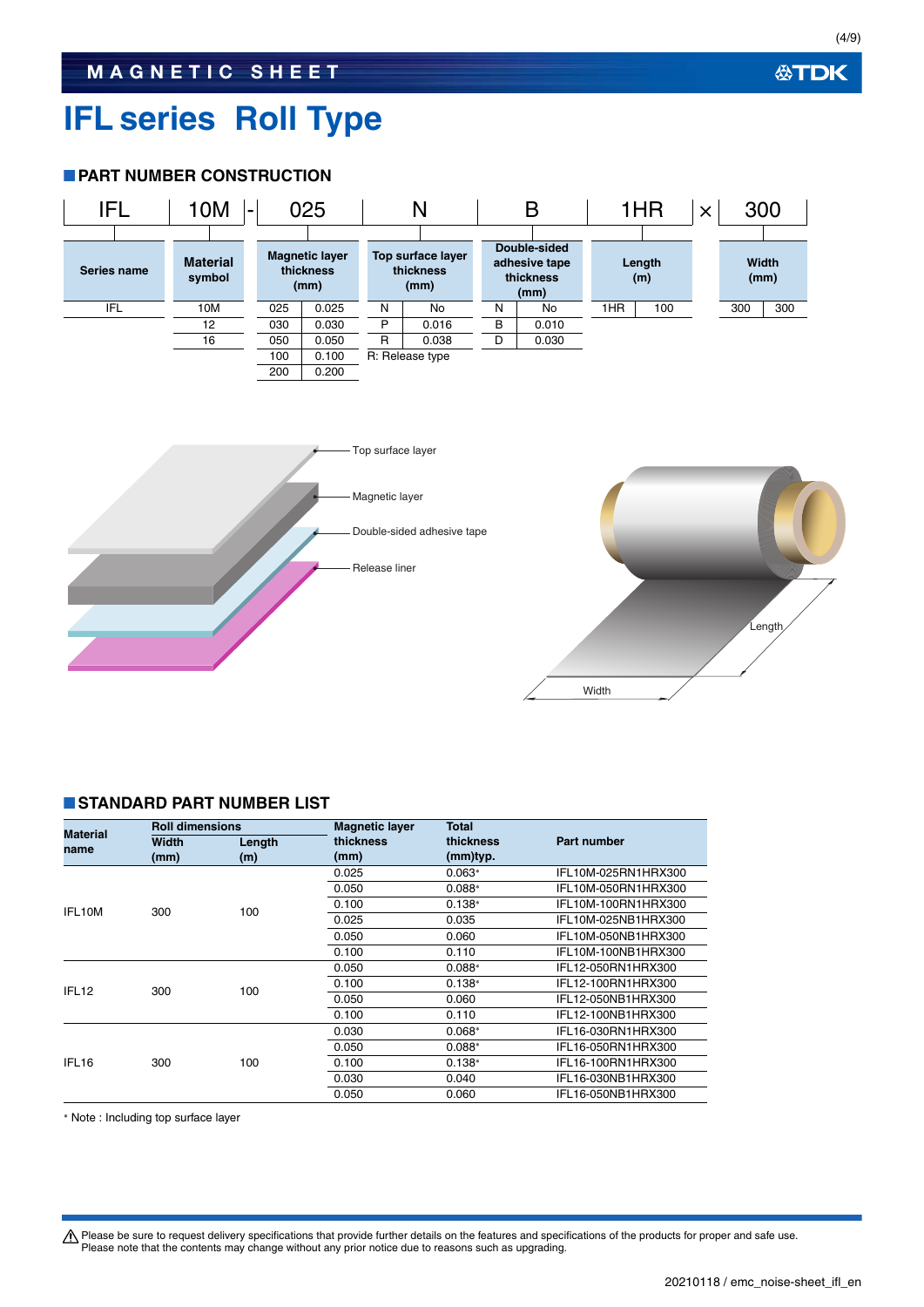# IFL series Roll Type

## PART NUMBER CONSTRUCTION

IFL 10M - 025 N B 1HR × 300

| Series name | Material symbol | Magnetic layer thickness (mm) | | Top surface layer thickness (mm) | | Double-sided adhesive tape thickness (mm) | | Length (m) | | Width (mm) | |
|---|---|---|---|---|---|---|---|---|---|---|---|
| IFL | 10M | 025 | 0.025 | N | No | N | No | 1HR | 100 | 300 | 300 |
| | 12 | 030 | 0.030 | P | 0.016 | B | 0.010 | | | | |
| | 16 | 050 | 0.050 | R | 0.038 | D | 0.030 | | | | |
| | | 100 | 0.100 | R: Release type | | | | | | | |
| | | 200 | 0.200 | | | | | | | | |

Top surface layer
Magnetic layer
Double-sided adhesive tape
Release liner

Length
Width

## STANDARD PART NUMBER LIST

| Material name | Roll dimensions Width (mm) | Roll dimensions Length (m) | Magnetic layer thickness (mm) | Total thickness (mm)typ. | Part number |
|---|---|---|---|---|---|
| IFL10M | 300 | 100 | 0.025 | 0.063* | IFL10M-025RN1HRX300 |
| | | | 0.050 | 0.088* | IFL10M-050RN1HRX300 |
| | | | 0.100 | 0.138* | IFL10M-100RN1HRX300 |
| | | | 0.025 | 0.035 | IFL10M-025NB1HRX300 |
| | | | 0.050 | 0.060 | IFL10M-050NB1HRX300 |
| | | | 0.100 | 0.110 | IFL10M-100NB1HRX300 |
| IFL12 | 300 | 100 | 0.050 | 0.088* | IFL12-050RN1HRX300 |
| | | | 0.100 | 0.138* | IFL12-100RN1HRX300 |
| | | | 0.050 | 0.060 | IFL12-050NB1HRX300 |
| | | | 0.100 | 0.110 | IFL12-100NB1HRX300 |
| IFL16 | 300 | 100 | 0.030 | 0.068* | IFL16-030RN1HRX300 |
| | | | 0.050 | 0.088* | IFL16-050RN1HRX300 |
| | | | 0.100 | 0.138* | IFL16-100RN1HRX300 |
| | | | 0.030 | 0.040 | IFL16-030NB1HRX300 |
| | | | 0.050 | 0.060 | IFL16-050NB1HRX300 |

* Note : Including top surface layer

⚠ Please be sure to request delivery specifications that provide further details on the features and specifications of the products for proper and safe use.
Please note that the contents may change without any prior notice due to reasons such as upgrading.

20210118 / emc_noise-sheet_ifl_en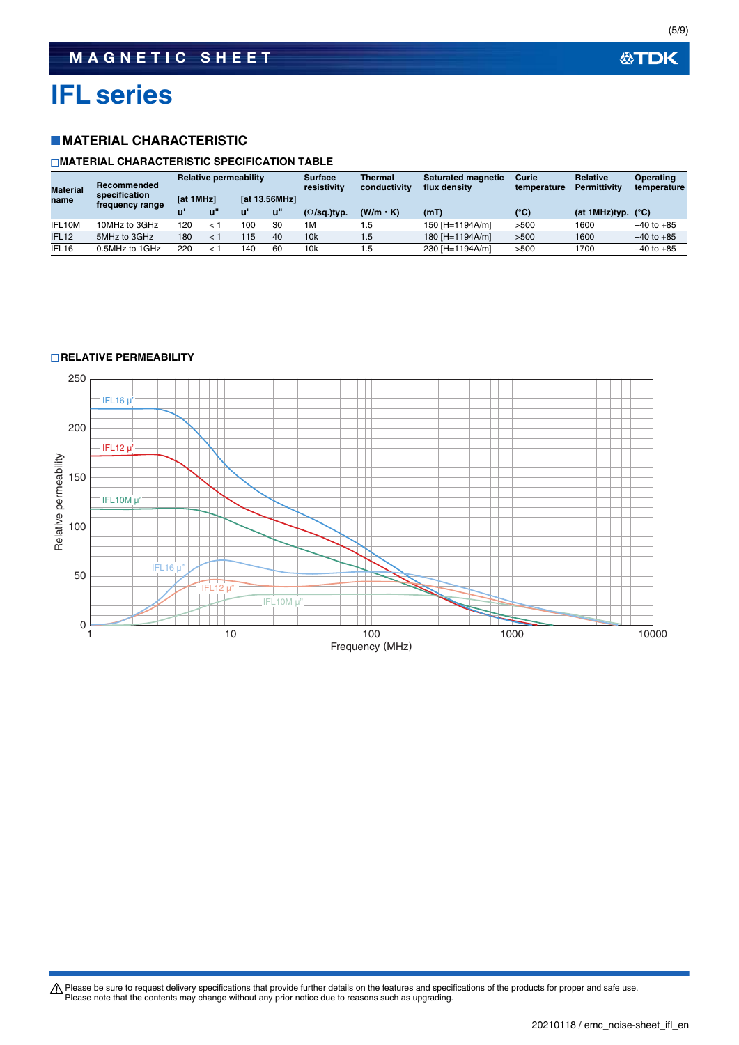# IFL series

## MATERIAL CHARACTERISTIC

### MATERIAL CHARACTERISTIC SPECIFICATION TABLE

| Material name | Recommended specification frequency range | Relative permeability | | | | Surface resistivity | Thermal conductivity | Saturated magnetic flux density | Curie temperature | Relative Permittivity | Operating temperature |
|---|---|---|---|---|---|---|---|---|---|---|---|
| | | [at 1MHz] | | [at 13.56MHz] | | | | | | | |
| | | u' | u" | u' | u" | (Ω/sq.)typ. | (W/m・K) | (mT) | (°C) | (at 1MHz)typ. | (°C) |
| IFL10M | 10MHz to 3GHz | 120 | < 1 | 100 | 30 | 1M | 1.5 | 150 [H=1194A/m] | >500 | 1600 | –40 to +85 |
| IFL12 | 5MHz to 3GHz | 180 | < 1 | 115 | 40 | 10k | 1.5 | 180 [H=1194A/m] | >500 | 1600 | –40 to +85 |
| IFL16 | 0.5MHz to 1GHz | 220 | < 1 | 140 | 60 | 10k | 1.5 | 230 [H=1194A/m] | >500 | 1700 | –40 to +85 |

### RELATIVE PERMEABILITY

Please be sure to request delivery specifications that provide further details on the features and specifications of the products for proper and safe use.
Please note that the contents may change without any prior notice due to reasons such as upgrading.

20210118 / emc_noise-sheet_ifl_en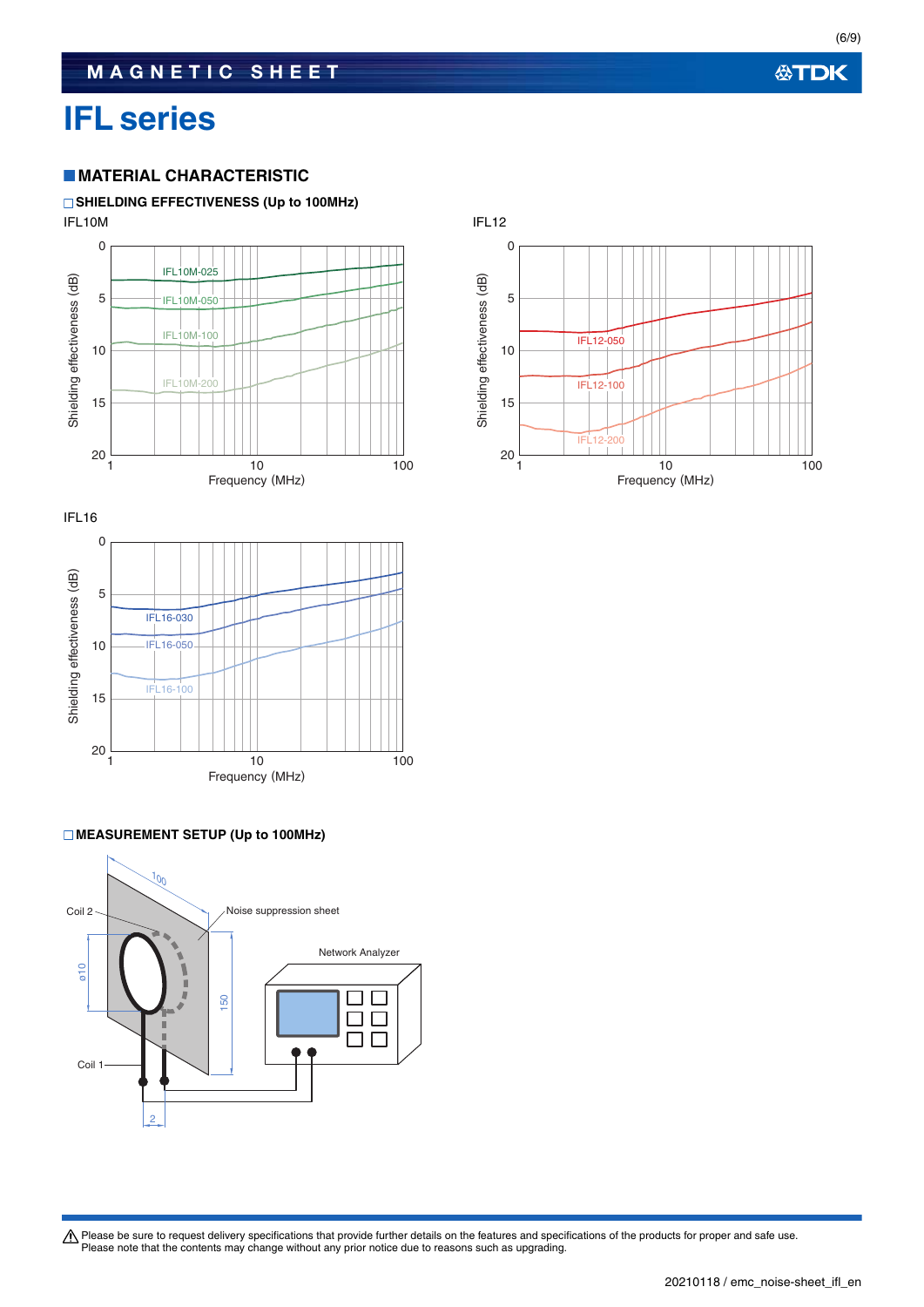# IFL series

## MATERIAL CHARACTERISTIC

### SHIELDING EFFECTIVENESS (Up to 100MHz)

IFL10M

IFL12

IFL16

### MEASUREMENT SETUP (Up to 100MHz)

Please be sure to request delivery specifications that provide further details on the features and specifications of the products for proper and safe use.
Please note that the contents may change without any prior notice due to reasons such as upgrading.

20210118 / emc_noise-sheet_ifl_en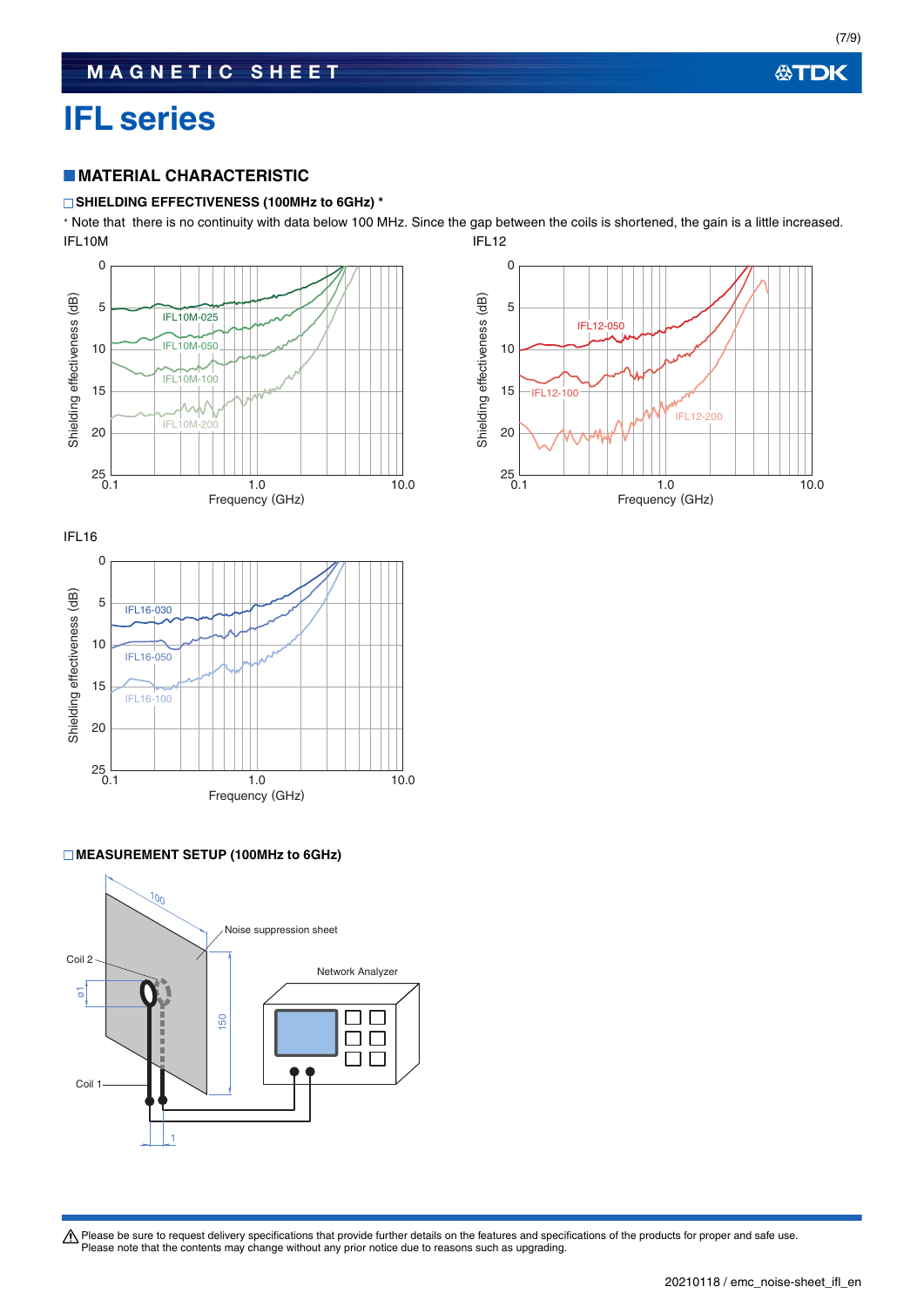# IFL series

## ■ MATERIAL CHARACTERISTIC

### □ SHIELDING EFFECTIVENESS (100MHz to 6GHz) *

* Note that there is no continuity with data below 100 MHz. Since the gap between the coils is shortened, the gain is a little increased.

IFL10M

IFL12

IFL16

### □ MEASUREMENT SETUP (100MHz to 6GHz)

⚠ Please be sure to request delivery specifications that provide further details on the features and specifications of the products for proper and safe use.
Please note that the contents may change without any prior notice due to reasons such as upgrading.

20210118 / emc_noise-sheet_ifl_en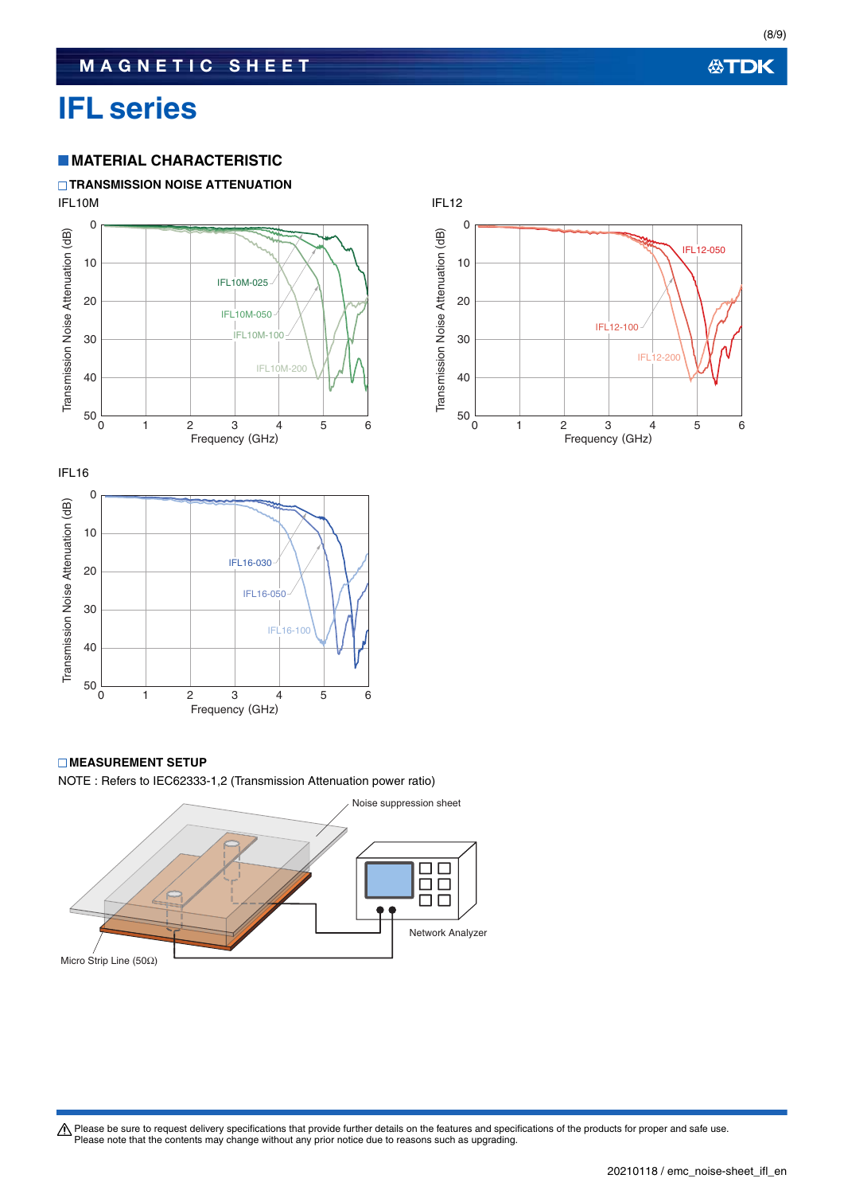# IFL series

## MATERIAL CHARACTERISTIC

### TRANSMISSION NOISE ATTENUATION

IFL10M

IFL12

IFL16

### MEASUREMENT SETUP

NOTE : Refers to IEC62333-1,2 (Transmission Attenuation power ratio)

Noise suppression sheet

Network Analyzer

Micro Strip Line (50Ω)

⚠ Please be sure to request delivery specifications that provide further details on the features and specifications of the products for proper and safe use.
Please note that the contents may change without any prior notice due to reasons such as upgrading.

20210118 / emc_noise-sheet_ifl_en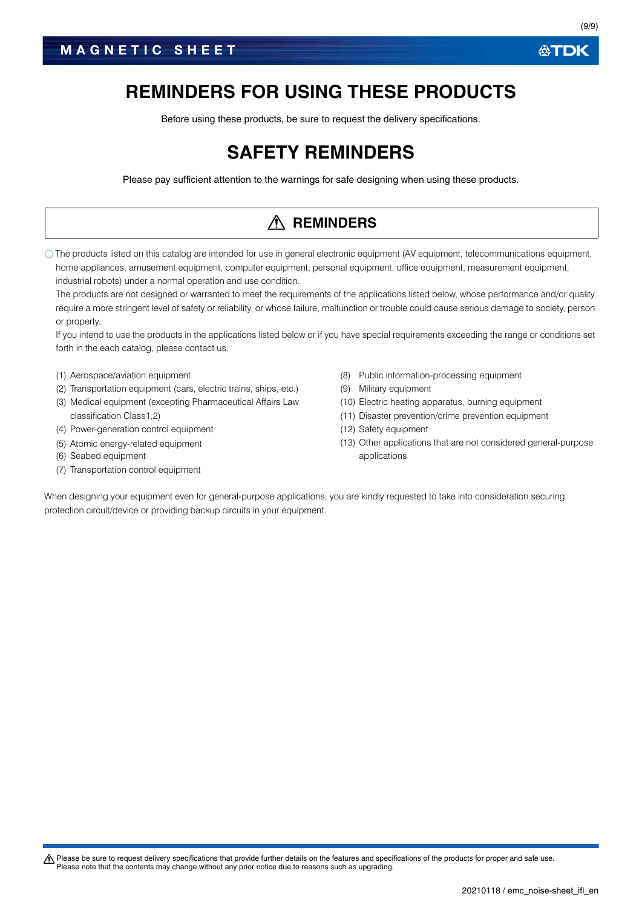# REMINDERS FOR USING THESE PRODUCTS

Before using these products, be sure to request the delivery specifications.

# SAFETY REMINDERS

Please pay sufficient attention to the warnings for safe designing when using these products.

## ⚠ REMINDERS

○ The products listed on this catalog are intended for use in general electronic equipment (AV equipment, telecommunications equipment, home appliances, amusement equipment, computer equipment, personal equipment, office equipment, measurement equipment, industrial robots) under a normal operation and use condition.

The products are not designed or warranted to meet the requirements of the applications listed below, whose performance and/or quality require a more stringent level of safety or reliability, or whose failure, malfunction or trouble could cause serious damage to society, person or property.

If you intend to use the products in the applications listed below or if you have special requirements exceeding the range or conditions set forth in the each catalog, please contact us.

(1) Aerospace/aviation equipment
(2) Transportation equipment (cars, electric trains, ships, etc.)
(3) Medical equipment (excepting Pharmaceutical Affairs Law classification Class1,2)
(4) Power-generation control equipment
(5) Atomic energy-related equipment
(6) Seabed equipment
(7) Transportation control equipment
(8) Public information-processing equipment
(9) Military equipment
(10) Electric heating apparatus, burning equipment
(11) Disaster prevention/crime prevention equipment
(12) Safety equipment
(13) Other applications that are not considered general-purpose applications

When designing your equipment even for general-purpose applications, you are kindly requested to take into consideration securing protection circuit/device or providing backup circuits in your equipment.

⚠ Please be sure to request delivery specifications that provide further details on the features and specifications of the products for proper and safe use.
Please note that the contents may change without any prior notice due to reasons such as upgrading.